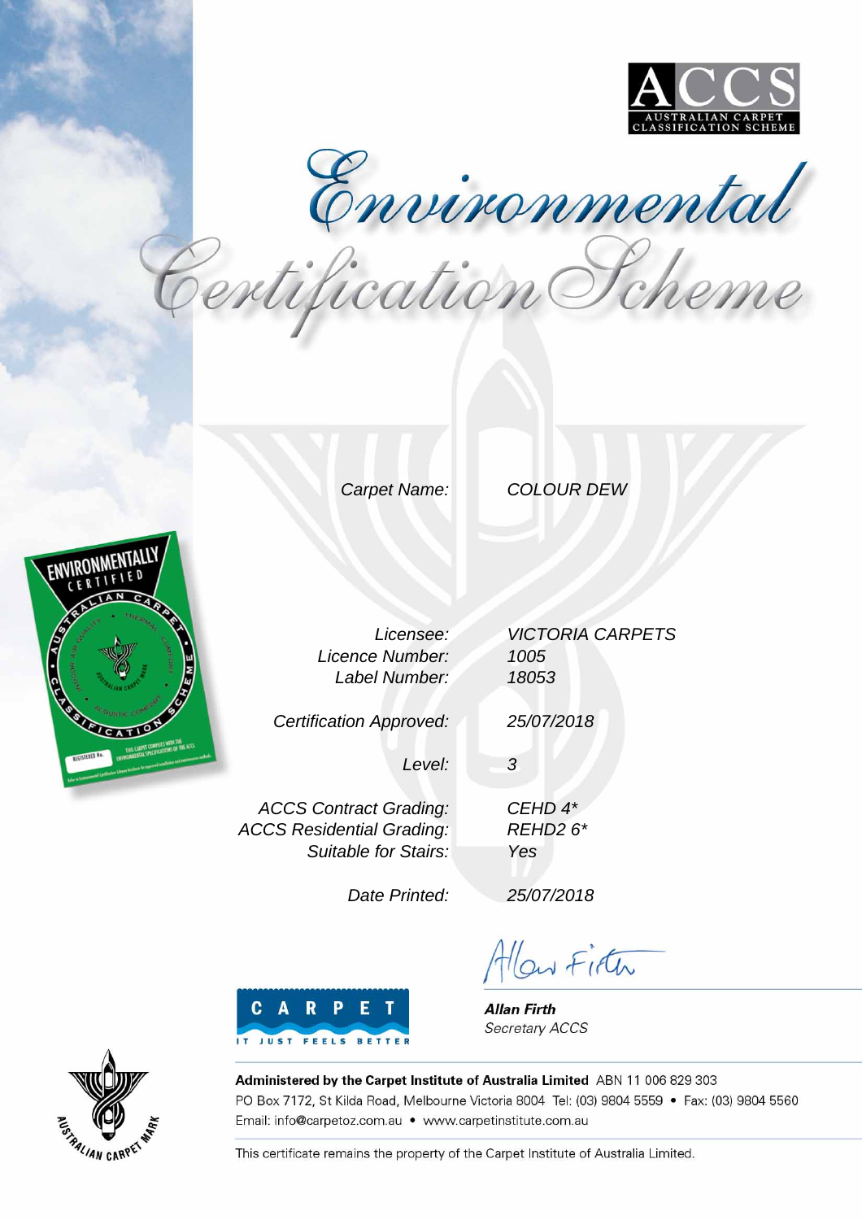# Environmental Certification Scheme

ACCS AUSTRALIAN CARPET CLASSIFICATION SCHEME

| | |
|---|---|
| Carpet Name: | COLOUR DEW |
| Licensee: | VICTORIA CARPETS |
| Licence Number: | 1005 |
| Label Number: | 18053 |
| Certification Approved: | 25/07/2018 |
| Level: | 3 |
| ACCS Contract Grading: | CEHD 4* |
| ACCS Residential Grading: | REHD2 6* |
| Suitable for Stairs: | Yes |
| Date Printed: | 25/07/2018 |

**Allan Firth**
*Secretary ACCS*

CARPET IT JUST FEELS BETTER

**Administered by the Carpet Institute of Australia Limited** ABN 11 006 829 303
PO Box 7172, St Kilda Road, Melbourne Victoria 8004 Tel: (03) 9804 5559 • Fax: (03) 9804 5560
Email: info@carpetoz.com.au • www.carpetinstitute.com.au

This certificate remains the property of the Carpet Institute of Australia Limited.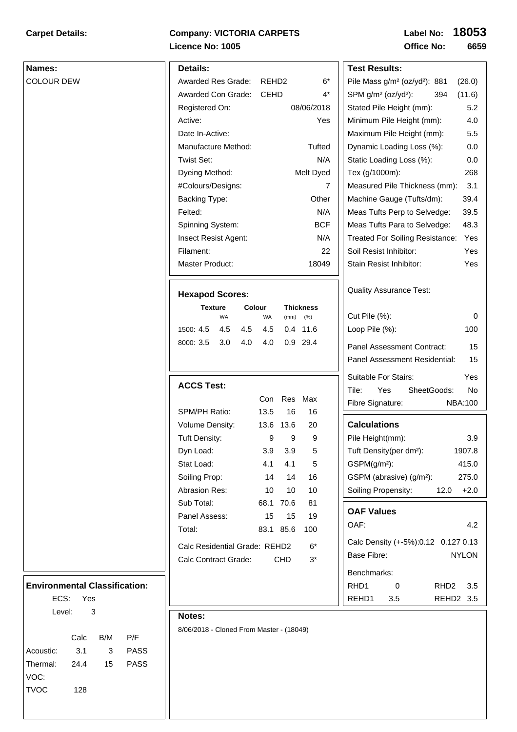**Carpet Details:**

**Company: VICTORIA CARPETS**
**Licence No: 1005**

**Label No: 18053**
**Office No: 6659**

## Names:

COLOUR DEW

## Details:

| | | |
|---|---|---|
| Awarded Res Grade: | REHD2 | 6* |
| Awarded Con Grade: | CEHD | 4* |
| Registered On: | | 08/06/2018 |
| Active: | | Yes |
| Date In-Active: | | |
| Manufacture Method: | | Tufted |
| Twist Set: | | N/A |
| Dyeing Method: | | Melt Dyed |
| #Colours/Designs: | | 7 |
| Backing Type: | | Other |
| Felted: | | N/A |
| Spinning System: | | BCF |
| Insect Resist Agent: | | N/A |
| Filament: | | 22 |
| Master Product: | | 18049 |

## Hexapod Scores:

| | Texture | WA | Colour | WA | Thickness (mm) | (%) |
|---|---|---|---|---|---|---|
| 1500: | 4.5 | 4.5 | 4.5 | 4.5 | 0.4 | 11.6 |
| 8000: | 3.5 | 3.0 | 4.0 | 4.0 | 0.9 | 29.4 |

## ACCS Test:

| | Con | Res | Max |
|---|---|---|---|
| SPM/PH Ratio: | 13.5 | 16 | 16 |
| Volume Density: | 13.6 | 13.6 | 20 |
| Tuft Density: | 9 | 9 | 9 |
| Dyn Load: | 3.9 | 3.9 | 5 |
| Stat Load: | 4.1 | 4.1 | 5 |
| Soiling Prop: | 14 | 14 | 16 |
| Abrasion Res: | 10 | 10 | 10 |
| Sub Total: | 68.1 | 70.6 | 81 |
| Panel Assess: | 15 | 15 | 19 |
| Total: | 83.1 | 85.6 | 100 |

Calc Residential Grade: REHD2 6*
Calc Contract Grade: CHD 3*

## Test Results:

| | | |
|---|---|---|
| Pile Mass g/m² (oz/yd²): | 881 | (26.0) |
| SPM g/m² (oz/yd²): | 394 | (11.6) |
| Stated Pile Height (mm): | | 5.2 |
| Minimum Pile Height (mm): | | 4.0 |
| Maximum Pile Height (mm): | | 5.5 |
| Dynamic Loading Loss (%): | | 0.0 |
| Static Loading Loss (%): | | 0.0 |
| Tex (g/1000m): | | 268 |
| Measured Pile Thickness (mm): | | 3.1 |
| Machine Gauge (Tufts/dm): | | 39.4 |
| Meas Tufts Perp to Selvedge: | | 39.5 |
| Meas Tufts Para to Selvedge: | | 48.3 |
| Treated For Soiling Resistance: | | Yes |
| Soil Resist Inhibitor: | | Yes |
| Stain Resist Inhibitor: | | Yes |

Quality Assurance Test:

| | |
|---|---|
| Cut Pile (%): | 0 |
| Loop Pile (%): | 100 |
| Panel Assessment Contract: | 15 |
| Panel Assessment Residential: | 15 |
| Suitable For Stairs: | Yes |

Tile: Yes SheetGoods: No
Fibre Signature: NBA:100

## Calculations

| | | |
|---|---|---|
| Pile Height(mm): | | 3.9 |
| Tuft Density(per dm²): | | 1907.8 |
| GSPM(g/m²): | | 415.0 |
| GSPM (abrasive) (g/m²): | | 275.0 |
| Soiling Propensity: | 12.0 | +2.0 |

## OAF Values

OAF: 4.2

Calc Density (+-5%):0.12 0.127 0.13

Base Fibre: NYLON

Benchmarks:

| | | | |
|---|---|---|---|
| RHD1 | 0 | RHD2 | 3.5 |
| REHD1 | 3.5 | REHD2 | 3.5 |

## Environmental Classification:

ECS: Yes
Level: 3

| | Calc | B/M | P/F |
|---|---|---|---|
| Acoustic: | 3.1 | 3 | PASS |
| Thermal: | 24.4 | 15 | PASS |
| VOC: | | | |
| TVOC | 128 | | |

## Notes:

8/06/2018 - Cloned From Master - (18049)